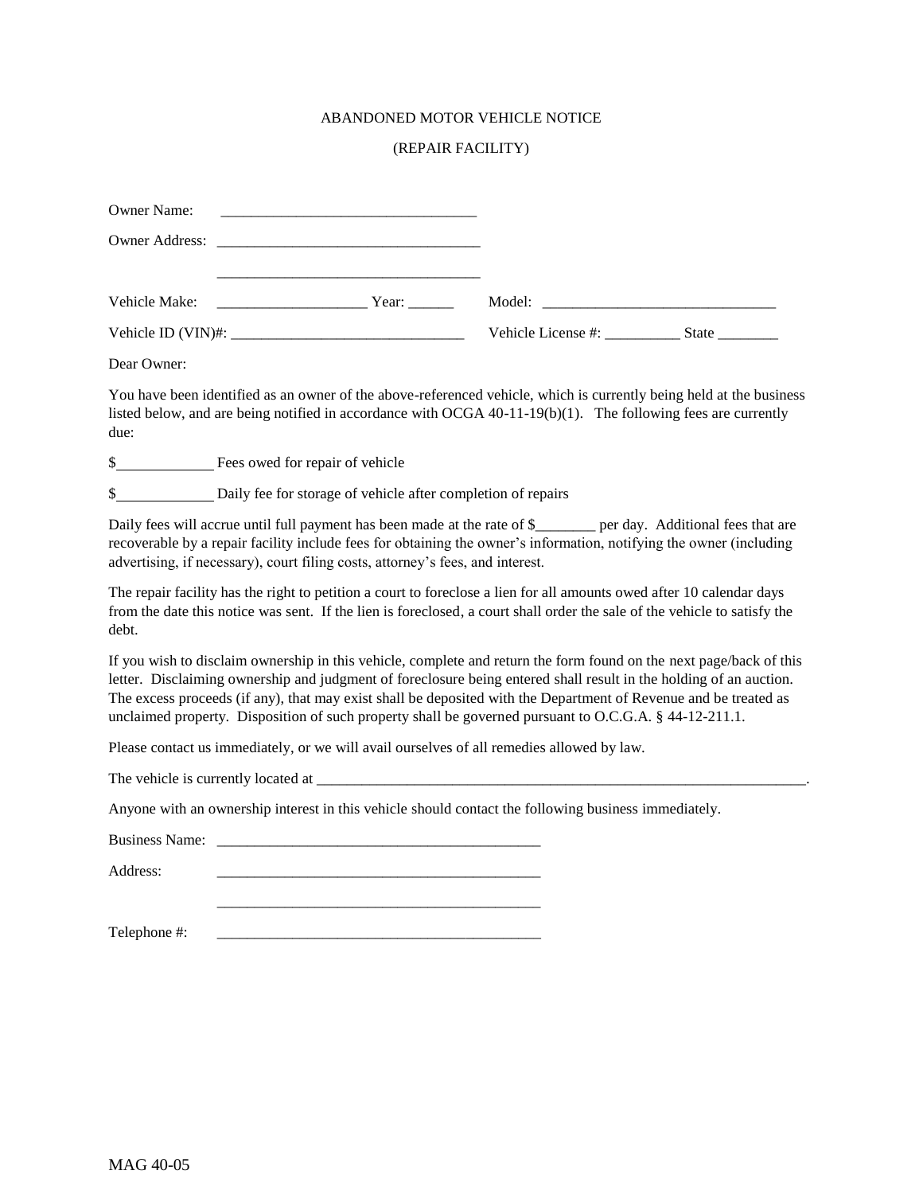ABANDONED MOTOR VEHICLE NOTICE

(REPAIR FACILITY)

Owner Name: ___________________________________

Owner Address: ___________________________________

___________________________________

Vehicle Make: ____________________ Year: ______ Model: _______________________________

Vehicle ID (VIN)#: _______________________________ Vehicle License #: __________ State ________

Dear Owner:

You have been identified as an owner of the above-referenced vehicle, which is currently being held at the business listed below, and are being notified in accordance with OCGA 40-11-19(b)(1). The following fees are currently due:

$____________ Fees owed for repair of vehicle

$____________ Daily fee for storage of vehicle after completion of repairs

Daily fees will accrue until full payment has been made at the rate of $________ per day. Additional fees that are recoverable by a repair facility include fees for obtaining the owner's information, notifying the owner (including advertising, if necessary), court filing costs, attorney's fees, and interest.

The repair facility has the right to petition a court to foreclose a lien for all amounts owed after 10 calendar days from the date this notice was sent. If the lien is foreclosed, a court shall order the sale of the vehicle to satisfy the debt.

If you wish to disclaim ownership in this vehicle, complete and return the form found on the next page/back of this letter. Disclaiming ownership and judgment of foreclosure being entered shall result in the holding of an auction. The excess proceeds (if any), that may exist shall be deposited with the Department of Revenue and be treated as unclaimed property. Disposition of such property shall be governed pursuant to O.C.G.A. § 44-12-211.1.

Please contact us immediately, or we will avail ourselves of all remedies allowed by law.

The vehicle is currently located at ______________________________________________________________________.

Anyone with an ownership interest in this vehicle should contact the following business immediately.

Business Name: ____________________________________________

Address: ____________________________________________

____________________________________________

Telephone #: ____________________________________________

MAG 40-05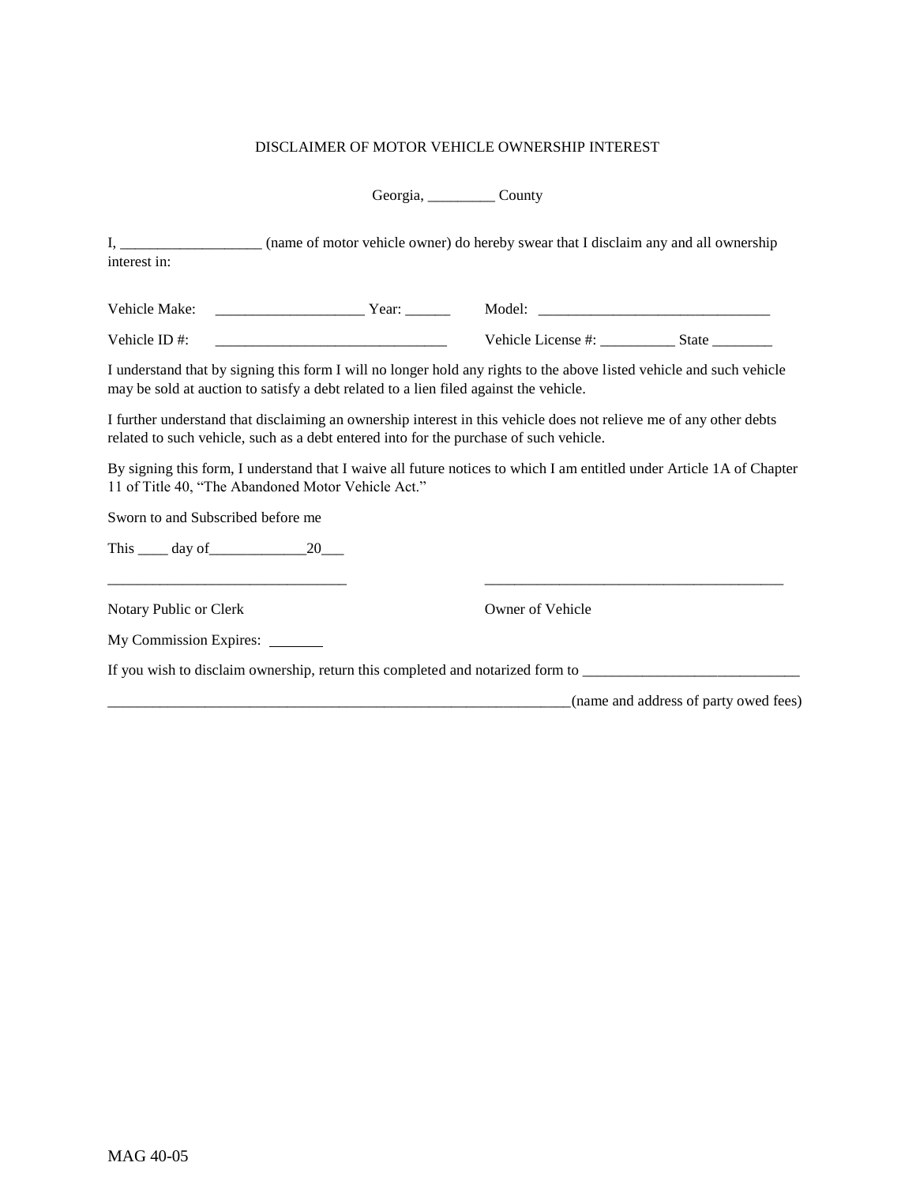# DISCLAIMER OF MOTOR VEHICLE OWNERSHIP INTEREST

Georgia, _________ County

I, __________________ (name of motor vehicle owner) do hereby swear that I disclaim any and all ownership interest in:

Vehicle Make: ____________________ Year: ______ Model: _______________________________

Vehicle ID #: _______________________________ Vehicle License #: __________ State ________

I understand that by signing this form I will no longer hold any rights to the above listed vehicle and such vehicle may be sold at auction to satisfy a debt related to a lien filed against the vehicle.

I further understand that disclaiming an ownership interest in this vehicle does not relieve me of any other debts related to such vehicle, such as a debt entered into for the purchase of such vehicle.

By signing this form, I understand that I waive all future notices to which I am entitled under Article 1A of Chapter 11 of Title 40, "The Abandoned Motor Vehicle Act."

Sworn to and Subscribed before me

This ____ day of_____________20___

_______________________________ ________________________________________

Notary Public or Clerk Owner of Vehicle

My Commission Expires: _______

If you wish to disclaim ownership, return this completed and notarized form to _____________________________

_______________________________________________________________(name and address of party owed fees)

MAG 40-05